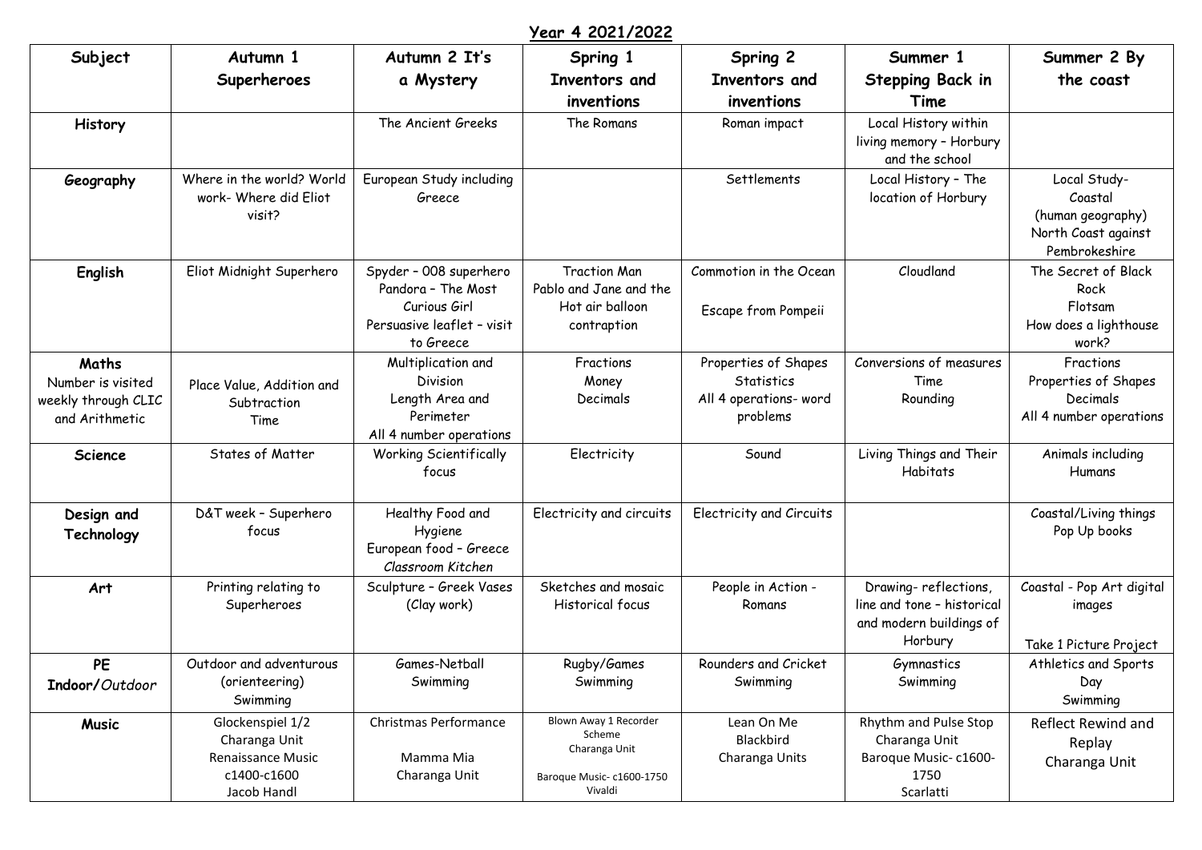# Year 4 2021/2022

| Subject | Autumn 1 Superheroes | Autumn 2 It's a Mystery | Spring 1 Inventors and inventions | Spring 2 Inventors and inventions | Summer 1 Stepping Back in Time | Summer 2 By the coast |
|---|---|---|---|---|---|---|
| **History** | | The Ancient Greeks | The Romans | Roman impact | Local History within living memory – Horbury and the school | |
| **Geography** | Where in the world? World work- Where did Eliot visit? | European Study including Greece | | Settlements | Local History – The location of Horbury | Local Study- Coastal (human geography) North Coast against Pembrokeshire |
| **English** | Eliot Midnight Superhero | Spyder – 008 superhero Pandora – The Most Curious Girl Persuasive leaflet – visit to Greece | Traction Man Pablo and Jane and the Hot air balloon contraption | Commotion in the Ocean Escape from Pompeii | Cloudland | The Secret of Black Rock Flotsam How does a lighthouse work? |
| **Maths** Number is visited weekly through CLIC and Arithmetic | Place Value, Addition and Subtraction Time | Multiplication and Division Length Area and Perimeter All 4 number operations | Fractions Money Decimals | Properties of Shapes Statistics All 4 operations- word problems | Conversions of measures Time Rounding | Fractions Properties of Shapes Decimals All 4 number operations |
| **Science** | States of Matter | Working Scientifically focus | Electricity | Sound | Living Things and Their Habitats | Animals including Humans |
| **Design and Technology** | D&T week – Superhero focus | Healthy Food and Hygiene European food – Greece *Classroom Kitchen* | Electricity and circuits | Electricity and Circuits | | Coastal/Living things Pop Up books |
| **Art** | Printing relating to Superheroes | Sculpture – Greek Vases (Clay work) | Sketches and mosaic Historical focus | People in Action - Romans | Drawing- reflections, line and tone – historical and modern buildings of Horbury | Coastal - Pop Art digital images Take 1 Picture Project |
| **PE Indoor/***Outdoor* | Outdoor and adventurous (orienteering) Swimming | Games-Netball Swimming | Rugby/Games Swimming | Rounders and Cricket Swimming | Gymnastics Swimming | Athletics and Sports Day Swimming |
| **Music** | Glockenspiel 1/2 Charanga Unit Renaissance Music c1400-c1600 Jacob Handl | Christmas Performance Mamma Mia Charanga Unit | Blown Away 1 Recorder Scheme Charanga Unit Baroque Music- c1600-1750 Vivaldi | Lean On Me Blackbird Charanga Units | Rhythm and Pulse Stop Charanga Unit Baroque Music- c1600-1750 Scarlatti | Reflect Rewind and Replay Charanga Unit |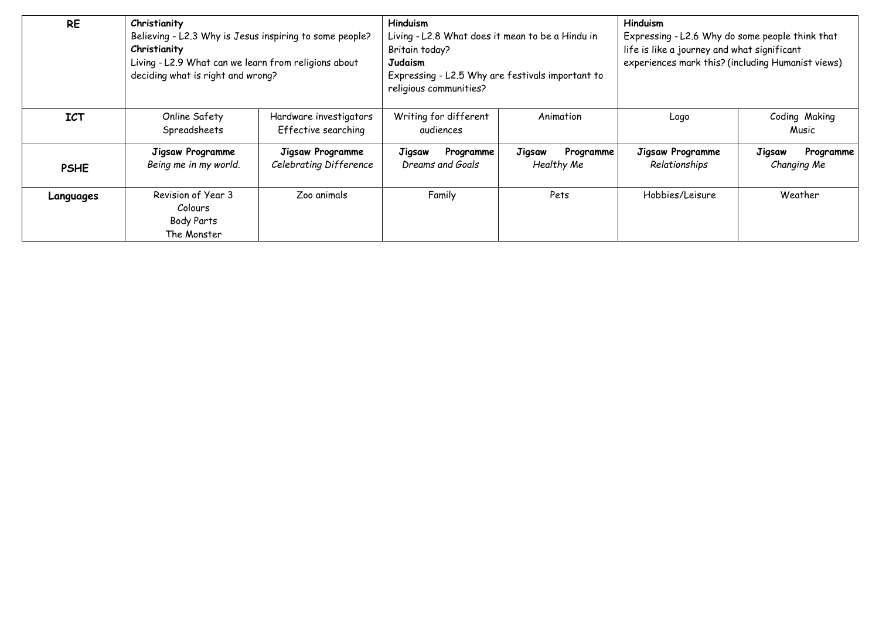| | | | | | | |
|---|---|---|---|---|---|---|
| **RE** | **Christianity** Believing - L2.3 Why is Jesus inspiring to some people? **Christianity** Living - L2.9 What can we learn from religions about deciding what is right and wrong? | | **Hinduism** Living - L2.8 What does it mean to be a Hindu in Britain today? **Judaism** Expressing - L2.5 Why are festivals important to religious communities? | | **Hinduism** Expressing - L2.6 Why do some people think that life is like a journey and what significant experiences mark this? (including Humanist views) | |
| **ICT** | Online Safety Spreadsheets | Hardware investigators Effective searching | Writing for different audiences | Animation | Logo | Coding Making Music |
| **PSHE** | **Jigsaw Programme** *Being me in my world.* | **Jigsaw Programme** *Celebrating Difference* | **Jigsaw Programme** *Dreams and Goals* | **Jigsaw Programme** *Healthy Me* | **Jigsaw Programme** *Relationships* | **Jigsaw Programme** *Changing Me* |
| **Languages** | Revision of Year 3 Colours Body Parts The Monster | Zoo animals | Family | Pets | Hobbies/Leisure | Weather |